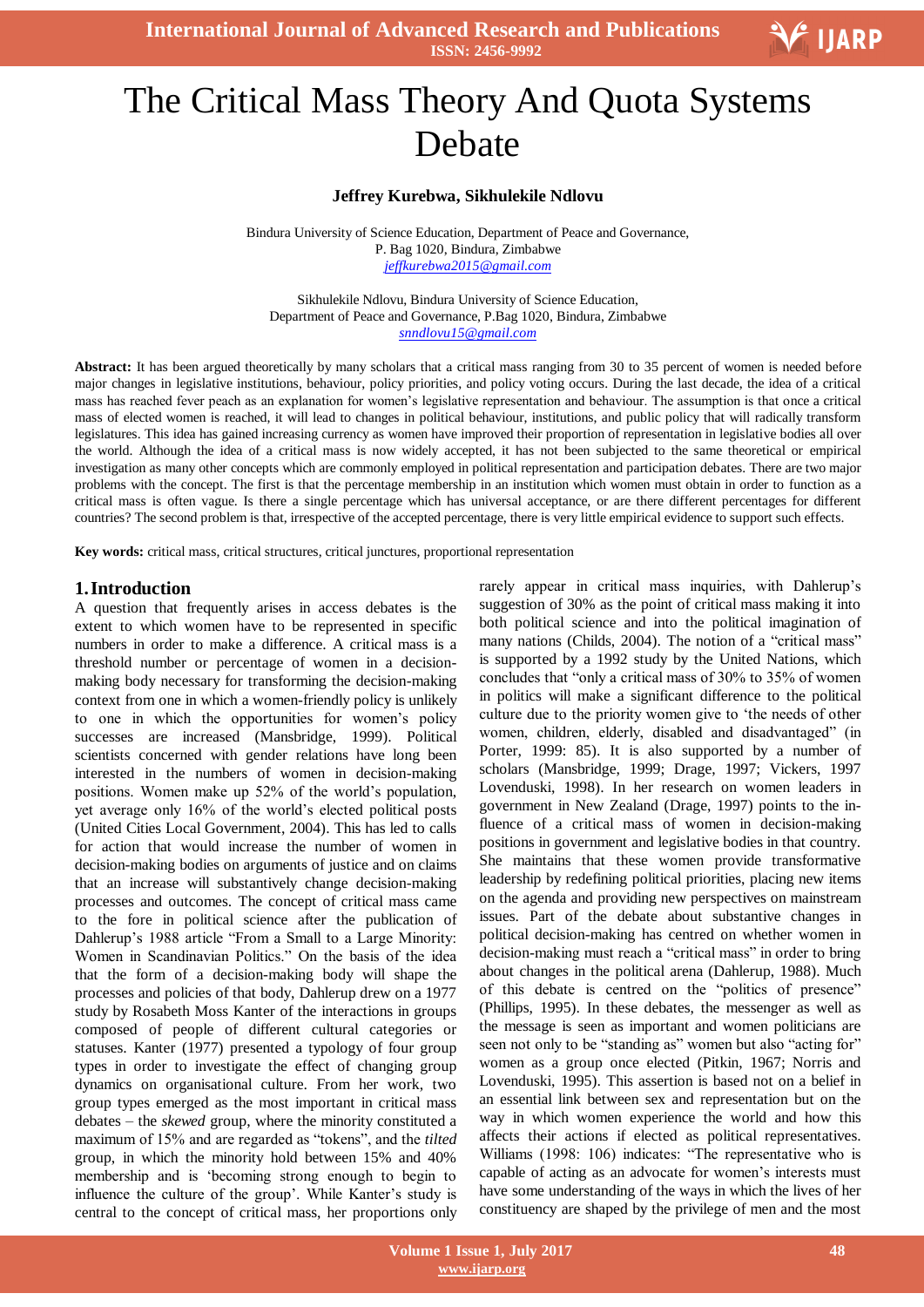# The Critical Mass Theory And Quota Systems Debate

**Jeffrey Kurebwa, Sikhulekile Ndlovu**

Bindura University of Science Education, Department of Peace and Governance,
P. Bag 1020, Bindura, Zimbabwe
jeffkurebwa2015@gmail.com

Sikhulekile Ndlovu, Bindura University of Science Education,
Department of Peace and Governance, P.Bag 1020, Bindura, Zimbabwe
snndlovu15@gmail.com

**Abstract:** It has been argued theoretically by many scholars that a critical mass ranging from 30 to 35 percent of women is needed before major changes in legislative institutions, behaviour, policy priorities, and policy voting occurs. During the last decade, the idea of a critical mass has reached fever peach as an explanation for women's legislative representation and behaviour. The assumption is that once a critical mass of elected women is reached, it will lead to changes in political behaviour, institutions, and public policy that will radically transform legislatures. This idea has gained increasing currency as women have improved their proportion of representation in legislative bodies all over the world. Although the idea of a critical mass is now widely accepted, it has not been subjected to the same theoretical or empirical investigation as many other concepts which are commonly employed in political representation and participation debates. There are two major problems with the concept. The first is that the percentage membership in an institution which women must obtain in order to function as a critical mass is often vague. Is there a single percentage which has universal acceptance, or are there different percentages for different countries? The second problem is that, irrespective of the accepted percentage, there is very little empirical evidence to support such effects.

**Key words:** critical mass, critical structures, critical junctures, proportional representation

## 1. Introduction

A question that frequently arises in access debates is the extent to which women have to be represented in specific numbers in order to make a difference. A critical mass is a threshold number or percentage of women in a decision-making body necessary for transforming the decision-making context from one in which a women-friendly policy is unlikely to one in which the opportunities for women's policy successes are increased (Mansbridge, 1999). Political scientists concerned with gender relations have long been interested in the numbers of women in decision-making positions. Women make up 52% of the world's population, yet average only 16% of the world's elected political posts (United Cities Local Government, 2004). This has led to calls for action that would increase the number of women in decision-making bodies on arguments of justice and on claims that an increase will substantively change decision-making processes and outcomes. The concept of critical mass came to the fore in political science after the publication of Dahlerup's 1988 article "From a Small to a Large Minority: Women in Scandinavian Politics." On the basis of the idea that the form of a decision-making body will shape the processes and policies of that body, Dahlerup drew on a 1977 study by Rosabeth Moss Kanter of the interactions in groups composed of people of different cultural categories or statuses. Kanter (1977) presented a typology of four group types in order to investigate the effect of changing group dynamics on organisational culture. From her work, two group types emerged as the most important in critical mass debates – the *skewed* group, where the minority constituted a maximum of 15% and are regarded as "tokens", and the *tilted* group, in which the minority hold between 15% and 40% membership and is 'becoming strong enough to begin to influence the culture of the group'. While Kanter's study is central to the concept of critical mass, her proportions only rarely appear in critical mass inquiries, with Dahlerup's suggestion of 30% as the point of critical mass making it into both political science and into the political imagination of many nations (Childs, 2004). The notion of a "critical mass" is supported by a 1992 study by the United Nations, which concludes that "only a critical mass of 30% to 35% of women in politics will make a significant difference to the political culture due to the priority women give to 'the needs of other women, children, elderly, disabled and disadvantaged" (in Porter, 1999: 85). It is also supported by a number of scholars (Mansbridge, 1999; Drage, 1997; Vickers, 1997 Lovenduski, 1998). In her research on women leaders in government in New Zealand (Drage, 1997) points to the influence of a critical mass of women in decision-making positions in government and legislative bodies in that country. She maintains that these women provide transformative leadership by redefining political priorities, placing new items on the agenda and providing new perspectives on mainstream issues. Part of the debate about substantive changes in political decision-making has centred on whether women in decision-making must reach a "critical mass" in order to bring about changes in the political arena (Dahlerup, 1988). Much of this debate is centred on the "politics of presence" (Phillips, 1995). In these debates, the messenger as well as the message is seen as important and women politicians are seen not only to be "standing as" women but also "acting for" women as a group once elected (Pitkin, 1967; Norris and Lovenduski, 1995). This assertion is based not on a belief in an essential link between sex and representation but on the way in which women experience the world and how this affects their actions if elected as political representatives. Williams (1998: 106) indicates: "The representative who is capable of acting as an advocate for women's interests must have some understanding of the ways in which the lives of her constituency are shaped by the privilege of men and the most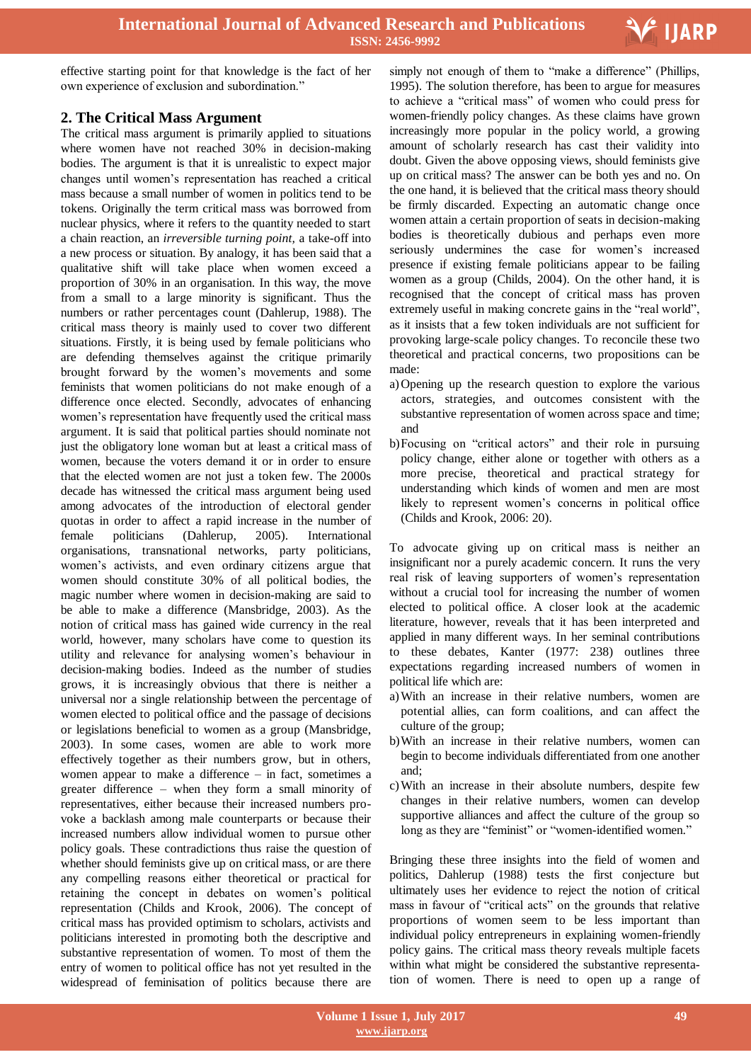effective starting point for that knowledge is the fact of her own experience of exclusion and subordination."

## 2. The Critical Mass Argument

The critical mass argument is primarily applied to situations where women have not reached 30% in decision-making bodies. The argument is that it is unrealistic to expect major changes until women's representation has reached a critical mass because a small number of women in politics tend to be tokens. Originally the term critical mass was borrowed from nuclear physics, where it refers to the quantity needed to start a chain reaction, an *irreversible turning point,* a take-off into a new process or situation. By analogy, it has been said that a qualitative shift will take place when women exceed a proportion of 30% in an organisation. In this way, the move from a small to a large minority is significant. Thus the numbers or rather percentages count (Dahlerup, 1988). The critical mass theory is mainly used to cover two different situations. Firstly, it is being used by female politicians who are defending themselves against the critique primarily brought forward by the women's movements and some feminists that women politicians do not make enough of a difference once elected. Secondly, advocates of enhancing women's representation have frequently used the critical mass argument. It is said that political parties should nominate not just the obligatory lone woman but at least a critical mass of women, because the voters demand it or in order to ensure that the elected women are not just a token few. The 2000s decade has witnessed the critical mass argument being used among advocates of the introduction of electoral gender quotas in order to affect a rapid increase in the number of female politicians (Dahlerup, 2005). International organisations, transnational networks, party politicians, women's activists, and even ordinary citizens argue that women should constitute 30% of all political bodies, the magic number where women in decision-making are said to be able to make a difference (Mansbridge, 2003). As the notion of critical mass has gained wide currency in the real world, however, many scholars have come to question its utility and relevance for analysing women's behaviour in decision-making bodies. Indeed as the number of studies grows, it is increasingly obvious that there is neither a universal nor a single relationship between the percentage of women elected to political office and the passage of decisions or legislations beneficial to women as a group (Mansbridge, 2003). In some cases, women are able to work more effectively together as their numbers grow, but in others, women appear to make a difference – in fact, sometimes a greater difference – when they form a small minority of representatives, either because their increased numbers provoke a backlash among male counterparts or because their increased numbers allow individual women to pursue other policy goals. These contradictions thus raise the question of whether should feminists give up on critical mass, or are there any compelling reasons either theoretical or practical for retaining the concept in debates on women's political representation (Childs and Krook, 2006). The concept of critical mass has provided optimism to scholars, activists and politicians interested in promoting both the descriptive and substantive representation of women. To most of them the entry of women to political office has not yet resulted in the widespread of feminisation of politics because there are simply not enough of them to "make a difference" (Phillips, 1995). The solution therefore, has been to argue for measures to achieve a "critical mass" of women who could press for women-friendly policy changes. As these claims have grown increasingly more popular in the policy world, a growing amount of scholarly research has cast their validity into doubt. Given the above opposing views, should feminists give up on critical mass? The answer can be both yes and no. On the one hand, it is believed that the critical mass theory should be firmly discarded. Expecting an automatic change once women attain a certain proportion of seats in decision-making bodies is theoretically dubious and perhaps even more seriously undermines the case for women's increased presence if existing female politicians appear to be failing women as a group (Childs, 2004). On the other hand, it is recognised that the concept of critical mass has proven extremely useful in making concrete gains in the "real world", as it insists that a few token individuals are not sufficient for provoking large-scale policy changes. To reconcile these two theoretical and practical concerns, two propositions can be made:

a) Opening up the research question to explore the various actors, strategies, and outcomes consistent with the substantive representation of women across space and time; and
b) Focusing on "critical actors" and their role in pursuing policy changes, either alone or together with others as a more precise, theoretical and practical strategy for understanding which kinds of women and men are most likely to represent women's concerns in political office (Childs and Krook, 2006: 20).

To advocate giving up on critical mass is neither an insignificant nor a purely academic concern. It runs the very real risk of leaving supporters of women's representation without a crucial tool for increasing the number of women elected to political office. A closer look at the academic literature, however, reveals that it has been interpreted and applied in many different ways. In her seminal contributions to these debates, Kanter (1977: 238) outlines three expectations regarding increased numbers of women in political life which are:

a) With an increase in their relative numbers, women are potential allies, can form coalitions, and can affect the culture of the group;
b) With an increase in their relative numbers, women can begin to become individuals differentiated from one another and;
c) With an increase in their absolute numbers, despite few changes in their relative numbers, women can develop supportive alliances and affect the culture of the group so long as they are "feminist" or "women-identified women."

Bringing these three insights into the field of women and politics, Dahlerup (1988) tests the first conjecture but ultimately uses her evidence to reject the notion of critical mass in favour of "critical acts" on the grounds that relative proportions of women seem to be less important than individual policy entrepreneurs in explaining women-friendly policy gains. The critical mass theory reveals multiple facets within what might be considered the substantive representation of women. There is need to open up a range of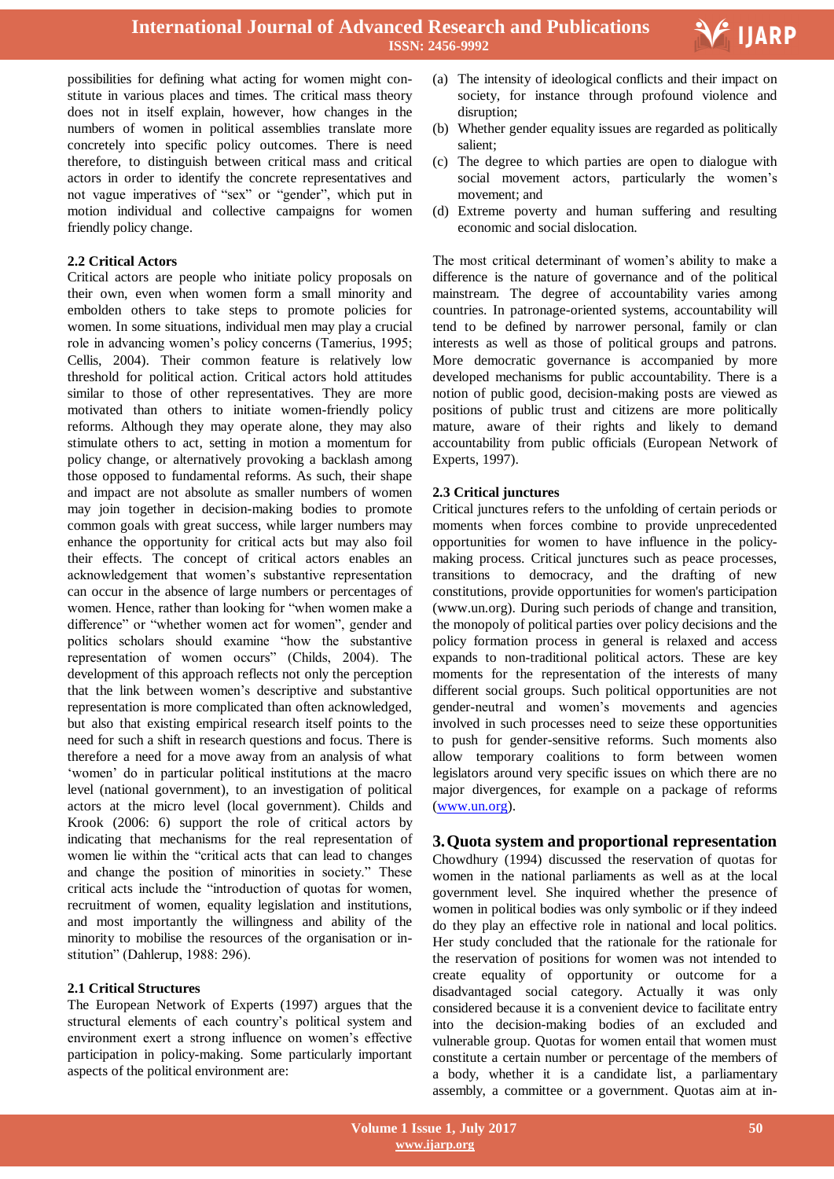possibilities for defining what acting for women might constitute in various places and times. The critical mass theory does not in itself explain, however, how changes in the numbers of women in political assemblies translate more concretely into specific policy outcomes. There is need therefore, to distinguish between critical mass and critical actors in order to identify the concrete representatives and not vague imperatives of "sex" or "gender", which put in motion individual and collective campaigns for women friendly policy change.

### 2.2 Critical Actors

Critical actors are people who initiate policy proposals on their own, even when women form a small minority and embolden others to take steps to promote policies for women. In some situations, individual men may play a crucial role in advancing women's policy concerns (Tamerius, 1995; Cellis, 2004). Their common feature is relatively low threshold for political action. Critical actors hold attitudes similar to those of other representatives. They are more motivated than others to initiate women-friendly policy reforms. Although they may operate alone, they may also stimulate others to act, setting in motion a momentum for policy change, or alternatively provoking a backlash among those opposed to fundamental reforms. As such, their shape and impact are not absolute as smaller numbers of women may join together in decision-making bodies to promote common goals with great success, while larger numbers may enhance the opportunity for critical acts but may also foil their effects. The concept of critical actors enables an acknowledgement that women's substantive representation can occur in the absence of large numbers or percentages of women. Hence, rather than looking for "when women make a difference" or "whether women act for women", gender and politics scholars should examine "how the substantive representation of women occurs" (Childs, 2004). The development of this approach reflects not only the perception that the link between women's descriptive and substantive representation is more complicated than often acknowledged, but also that existing empirical research itself points to the need for such a shift in research questions and focus. There is therefore a need for a move away from an analysis of what 'women' do in particular political institutions at the macro level (national government), to an investigation of political actors at the micro level (local government). Childs and Krook (2006: 6) support the role of critical actors by indicating that mechanisms for the real representation of women lie within the "critical acts that can lead to changes and change the position of minorities in society." These critical acts include the "introduction of quotas for women, recruitment of women, equality legislation and institutions, and most importantly the willingness and ability of the minority to mobilise the resources of the organisation or institution" (Dahlerup, 1988: 296).

### 2.1 Critical Structures

The European Network of Experts (1997) argues that the structural elements of each country's political system and environment exert a strong influence on women's effective participation in policy-making. Some particularly important aspects of the political environment are:

(a) The intensity of ideological conflicts and their impact on society, for instance through profound violence and disruption;
(b) Whether gender equality issues are regarded as politically salient;
(c) The degree to which parties are open to dialogue with social movement actors, particularly the women's movement; and
(d) Extreme poverty and human suffering and resulting economic and social dislocation.

The most critical determinant of women's ability to make a difference is the nature of governance and of the political mainstream. The degree of accountability varies among countries. In patronage-oriented systems, accountability will tend to be defined by narrower personal, family or clan interests as well as those of political groups and patrons. More democratic governance is accompanied by more developed mechanisms for public accountability. There is a notion of public good, decision-making posts are viewed as positions of public trust and citizens are more politically mature, aware of their rights and likely to demand accountability from public officials (European Network of Experts, 1997).

### 2.3 Critical junctures

Critical junctures refers to the unfolding of certain periods or moments when forces combine to provide unprecedented opportunities for women to have influence in the policy-making process. Critical junctures such as peace processes, transitions to democracy, and the drafting of new constitutions, provide opportunities for women's participation (www.un.org). During such periods of change and transition, the monopoly of political parties over policy decisions and the policy formation process in general is relaxed and access expands to non-traditional political actors. These are key moments for the representation of the interests of many different social groups. Such political opportunities are not gender-neutral and women's movements and agencies involved in such processes need to seize these opportunities to push for gender-sensitive reforms. Such moments also allow temporary coalitions to form between women legislators around very specific issues on which there are no major divergences, for example on a package of reforms (www.un.org).

## 3. Quota system and proportional representation

Chowdhury (1994) discussed the reservation of quotas for women in the national parliaments as well as at the local government level. She inquired whether the presence of women in political bodies was only symbolic or if they indeed do they play an effective role in national and local politics. Her study concluded that the rationale for the rationale for the reservation of positions for women was not intended to create equality of opportunity or outcome for a disadvantaged social category. Actually it was only considered because it is a convenient device to facilitate entry into the decision-making bodies of an excluded and vulnerable group. Quotas for women entail that women must constitute a certain number or percentage of the members of a body, whether it is a candidate list, a parliamentary assembly, a committee or a government. Quotas aim at in-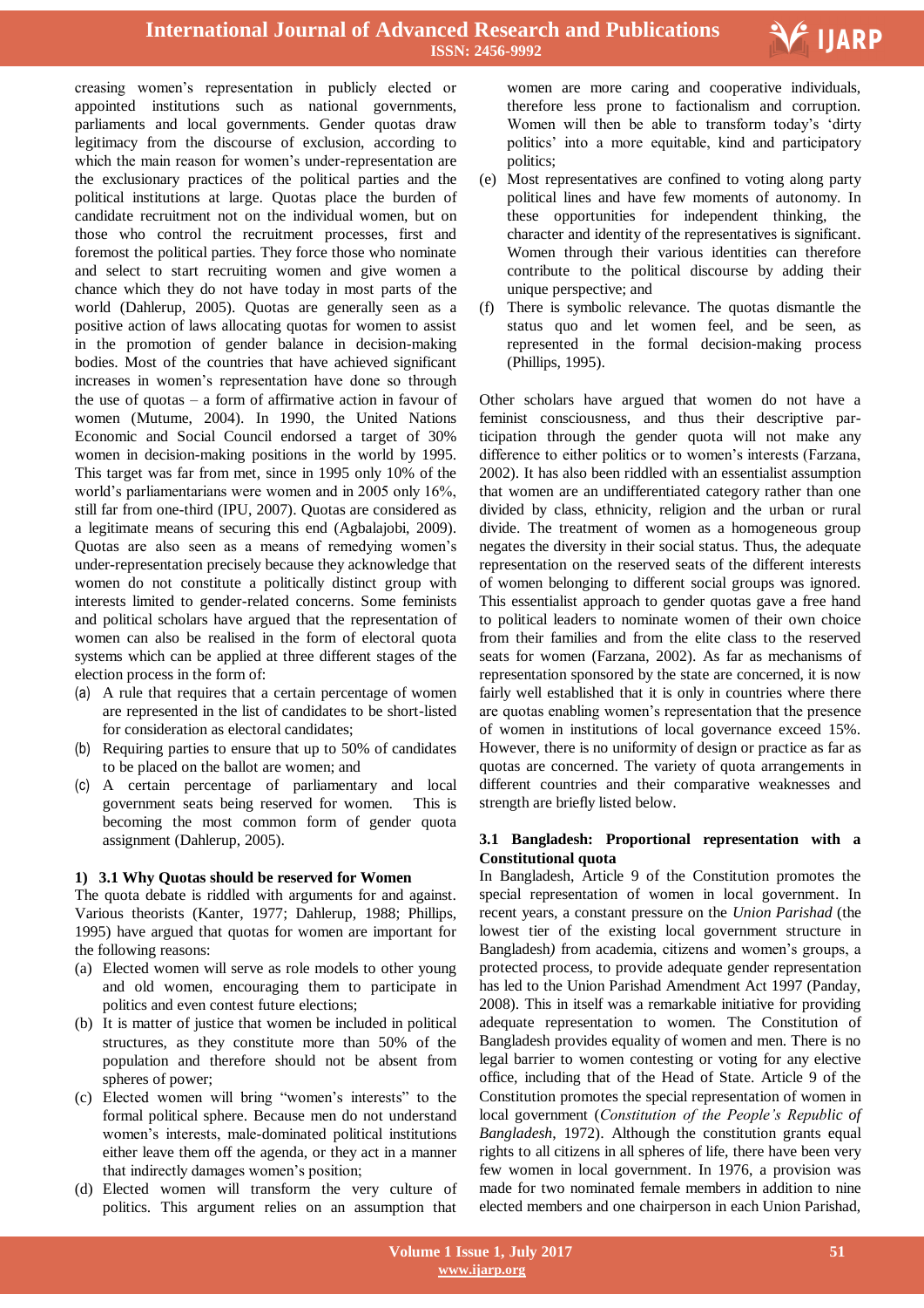creasing women's representation in publicly elected or appointed institutions such as national governments, parliaments and local governments. Gender quotas draw legitimacy from the discourse of exclusion, according to which the main reason for women's under-representation are the exclusionary practices of the political parties and the political institutions at large. Quotas place the burden of candidate recruitment not on the individual women, but on those who control the recruitment processes, first and foremost the political parties. They force those who nominate and select to start recruiting women and give women a chance which they do not have today in most parts of the world (Dahlerup, 2005). Quotas are generally seen as a positive action of laws allocating quotas for women to assist in the promotion of gender balance in decision-making bodies. Most of the countries that have achieved significant increases in women's representation have done so through the use of quotas – a form of affirmative action in favour of women (Mutume, 2004). In 1990, the United Nations Economic and Social Council endorsed a target of 30% women in decision-making positions in the world by 1995. This target was far from met, since in 1995 only 10% of the world's parliamentarians were women and in 2005 only 16%, still far from one-third (IPU, 2007). Quotas are considered as a legitimate means of securing this end (Agbalajobi, 2009). Quotas are also seen as a means of remedying women's under-representation precisely because they acknowledge that women do not constitute a politically distinct group with interests limited to gender-related concerns. Some feminists and political scholars have argued that the representation of women can also be realised in the form of electoral quota systems which can be applied at three different stages of the election process in the form of:

(a) A rule that requires that a certain percentage of women are represented in the list of candidates to be short-listed for consideration as electoral candidates;
(b) Requiring parties to ensure that up to 50% of candidates to be placed on the ballot are women; and
(c) A certain percentage of parliamentary and local government seats being reserved for women. This is becoming the most common form of gender quota assignment (Dahlerup, 2005).

### 1) 3.1 Why Quotas should be reserved for Women

The quota debate is riddled with arguments for and against. Various theorists (Kanter, 1977; Dahlerup, 1988; Phillips, 1995) have argued that quotas for women are important for the following reasons:

(a) Elected women will serve as role models to other young and old women, encouraging them to participate in politics and even contest future elections;
(b) It is matter of justice that women be included in political structures, as they constitute more than 50% of the population and therefore should not be absent from spheres of power;
(c) Elected women will bring "women's interests" to the formal political sphere. Because men do not understand women's interests, male-dominated political institutions either leave them off the agenda, or they act in a manner that indirectly damages women's position;
(d) Elected women will transform the very culture of politics. This argument relies on an assumption that women are more caring and cooperative individuals, therefore less prone to factionalism and corruption. Women will then be able to transform today's 'dirty politics' into a more equitable, kind and participatory politics;
(e) Most representatives are confined to voting along party political lines and have few moments of autonomy. In these opportunities for independent thinking, the character and identity of the representatives is significant. Women through their various identities can therefore contribute to the political discourse by adding their unique perspective; and
(f) There is symbolic relevance. The quotas dismantle the status quo and let women feel, and be seen, as represented in the formal decision-making process (Phillips, 1995).

Other scholars have argued that women do not have a feminist consciousness, and thus their descriptive participation through the gender quota will not make any difference to either politics or to women's interests (Farzana, 2002). It has also been riddled with an essentialist assumption that women are an undifferentiated category rather than one divided by class, ethnicity, religion and the urban or rural divide. The treatment of women as a homogeneous group negates the diversity in their social status. Thus, the adequate representation on the reserved seats of the different interests of women belonging to different social groups was ignored. This essentialist approach to gender quotas gave a free hand to political leaders to nominate women of their own choice from their families and from the elite class to the reserved seats for women (Farzana, 2002). As far as mechanisms of representation sponsored by the state are concerned, it is now fairly well established that it is only in countries where there are quotas enabling women's representation that the presence of women in institutions of local governance exceed 15%. However, there is no uniformity of design or practice as far as quotas are concerned. The variety of quota arrangements in different countries and their comparative weaknesses and strength are briefly listed below.

### 3.1 Bangladesh: Proportional representation with a Constitutional quota

In Bangladesh, Article 9 of the Constitution promotes the special representation of women in local government. In recent years, a constant pressure on the *Union Parishad* (the lowest tier of the existing local government structure in Bangladesh) from academia, citizens and women's groups, a protected process, to provide adequate gender representation has led to the Union Parishad Amendment Act 1997 (Panday, 2008). This in itself was a remarkable initiative for providing adequate representation to women. The Constitution of Bangladesh provides equality of women and men. There is no legal barrier to women contesting or voting for any elective office, including that of the Head of State. Article 9 of the Constitution promotes the special representation of women in local government (*Constitution of the People's Republic of Bangladesh*, 1972). Although the constitution grants equal rights to all citizens in all spheres of life, there have been very few women in local government. In 1976, a provision was made for two nominated female members in addition to nine elected members and one chairperson in each Union Parishad,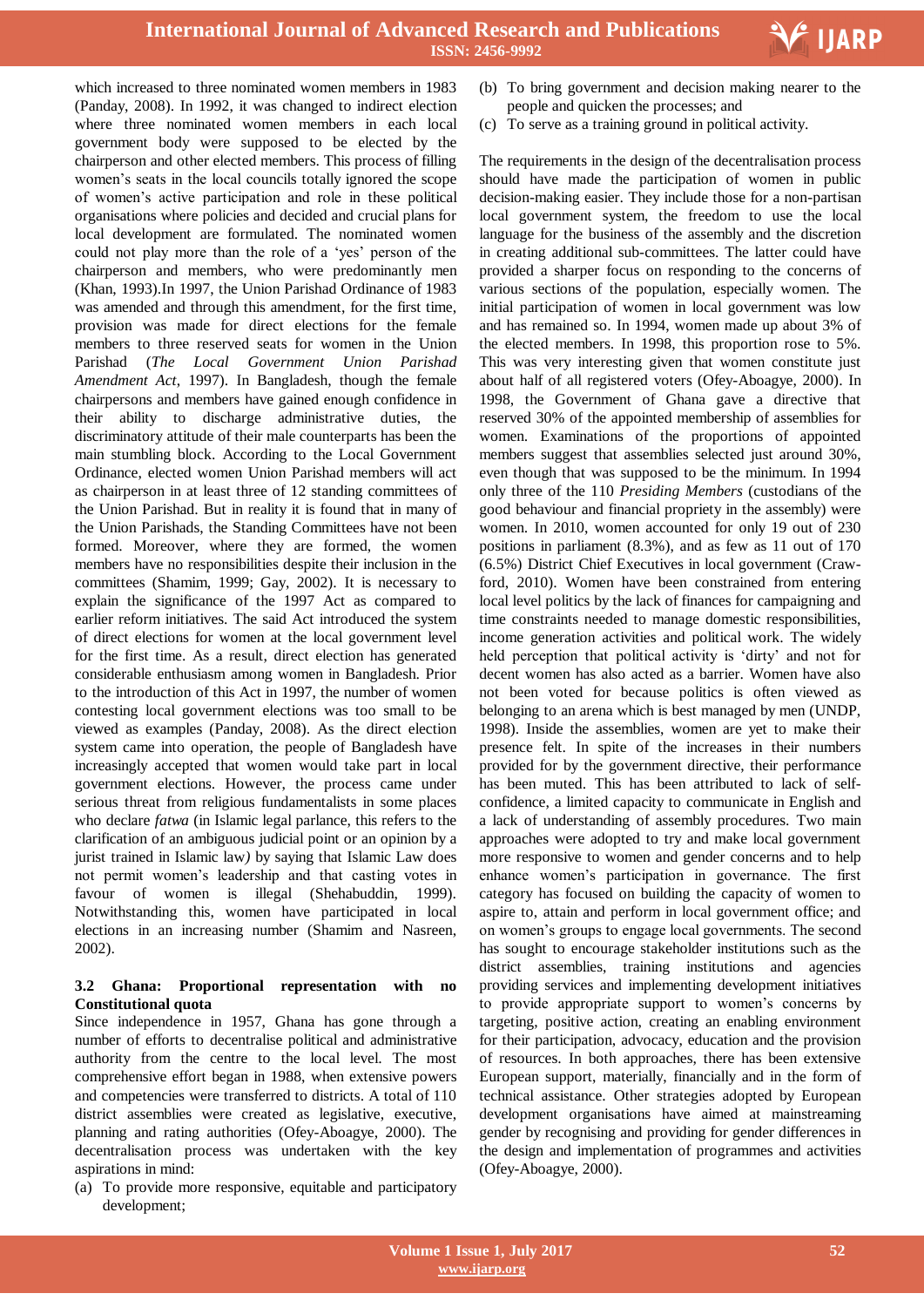which increased to three nominated women members in 1983 (Panday, 2008). In 1992, it was changed to indirect election where three nominated women members in each local government body were supposed to be elected by the chairperson and other elected members. This process of filling women's seats in the local councils totally ignored the scope of women's active participation and role in these political organisations where policies and decided and crucial plans for local development are formulated. The nominated women could not play more than the role of a 'yes' person of the chairperson and members, who were predominantly men (Khan, 1993).In 1997, the Union Parishad Ordinance of 1983 was amended and through this amendment, for the first time, provision was made for direct elections for the female members to three reserved seats for women in the Union Parishad (*The Local Government Union Parishad Amendment Act*, 1997). In Bangladesh, though the female chairpersons and members have gained enough confidence in their ability to discharge administrative duties, the discriminatory attitude of their male counterparts has been the main stumbling block. According to the Local Government Ordinance, elected women Union Parishad members will act as chairperson in at least three of 12 standing committees of the Union Parishad. But in reality it is found that in many of the Union Parishads, the Standing Committees have not been formed. Moreover, where they are formed, the women members have no responsibilities despite their inclusion in the committees (Shamim, 1999; Gay, 2002). It is necessary to explain the significance of the 1997 Act as compared to earlier reform initiatives. The said Act introduced the system of direct elections for women at the local government level for the first time. As a result, direct election has generated considerable enthusiasm among women in Bangladesh. Prior to the introduction of this Act in 1997, the number of women contesting local government elections was too small to be viewed as examples (Panday, 2008). As the direct election system came into operation, the people of Bangladesh have increasingly accepted that women would take part in local government elections. However, the process came under serious threat from religious fundamentalists in some places who declare *fatwa* (in Islamic legal parlance, this refers to the clarification of an ambiguous judicial point or an opinion by a jurist trained in Islamic law) by saying that Islamic Law does not permit women's leadership and that casting votes in favour of women is illegal (Shehabuddin, 1999). Notwithstanding this, women have participated in local elections in an increasing number (Shamim and Nasreen, 2002).

### 3.2 Ghana: Proportional representation with no Constitutional quota

Since independence in 1957, Ghana has gone through a number of efforts to decentralise political and administrative authority from the centre to the local level. The most comprehensive effort began in 1988, when extensive powers and competencies were transferred to districts. A total of 110 district assemblies were created as legislative, executive, planning and rating authorities (Ofey-Aboagye, 2000). The decentralisation process was undertaken with the key aspirations in mind:

(a) To provide more responsive, equitable and participatory development;
(b) To bring government and decision making nearer to the people and quicken the processes; and
(c) To serve as a training ground in political activity.

The requirements in the design of the decentralisation process should have made the participation of women in public decision-making easier. They include those for a non-partisan local government system, the freedom to use the local language for the business of the assembly and the discretion in creating additional sub-committees. The latter could have provided a sharper focus on responding to the concerns of various sections of the population, especially women. The initial participation of women in local government was low and has remained so. In 1994, women made up about 3% of the elected members. In 1998, this proportion rose to 5%. This was very interesting given that women constitute just about half of all registered voters (Ofey-Aboagye, 2000). In 1998, the Government of Ghana gave a directive that reserved 30% of the appointed membership of assemblies for women. Examinations of the proportions of appointed members suggest that assemblies selected just around 30%, even though that was supposed to be the minimum. In 1994 only three of the 110 *Presiding Members* (custodians of the good behaviour and financial propriety in the assembly) were women. In 2010, women accounted for only 19 out of 230 positions in parliament (8.3%), and as few as 11 out of 170 (6.5%) District Chief Executives in local government (Crawford, 2010). Women have been constrained from entering local level politics by the lack of finances for campaigning and time constraints needed to manage domestic responsibilities, income generation activities and political work. The widely held perception that political activity is 'dirty' and not for decent women has also acted as a barrier. Women have also not been voted for because politics is often viewed as belonging to an arena which is best managed by men (UNDP, 1998). Inside the assemblies, women are yet to make their presence felt. In spite of the increases in their numbers provided for by the government directive, their performance has been muted. This has been attributed to lack of self-confidence, a limited capacity to communicate in English and a lack of understanding of assembly procedures. Two main approaches were adopted to try and make local government more responsive to women and gender concerns and to help enhance women's participation in governance. The first category has focused on building the capacity of women to aspire to, attain and perform in local government office; and on women's groups to engage local governments. The second has sought to encourage stakeholder institutions such as the district assemblies, training institutions and agencies providing services and implementing development initiatives to provide appropriate support to women's concerns by targeting, positive action, creating an enabling environment for their participation, advocacy, education and the provision of resources. In both approaches, there has been extensive European support, materially, financially and in the form of technical assistance. Other strategies adopted by European development organisations have aimed at mainstreaming gender by recognising and providing for gender differences in the design and implementation of programmes and activities (Ofey-Aboagye, 2000).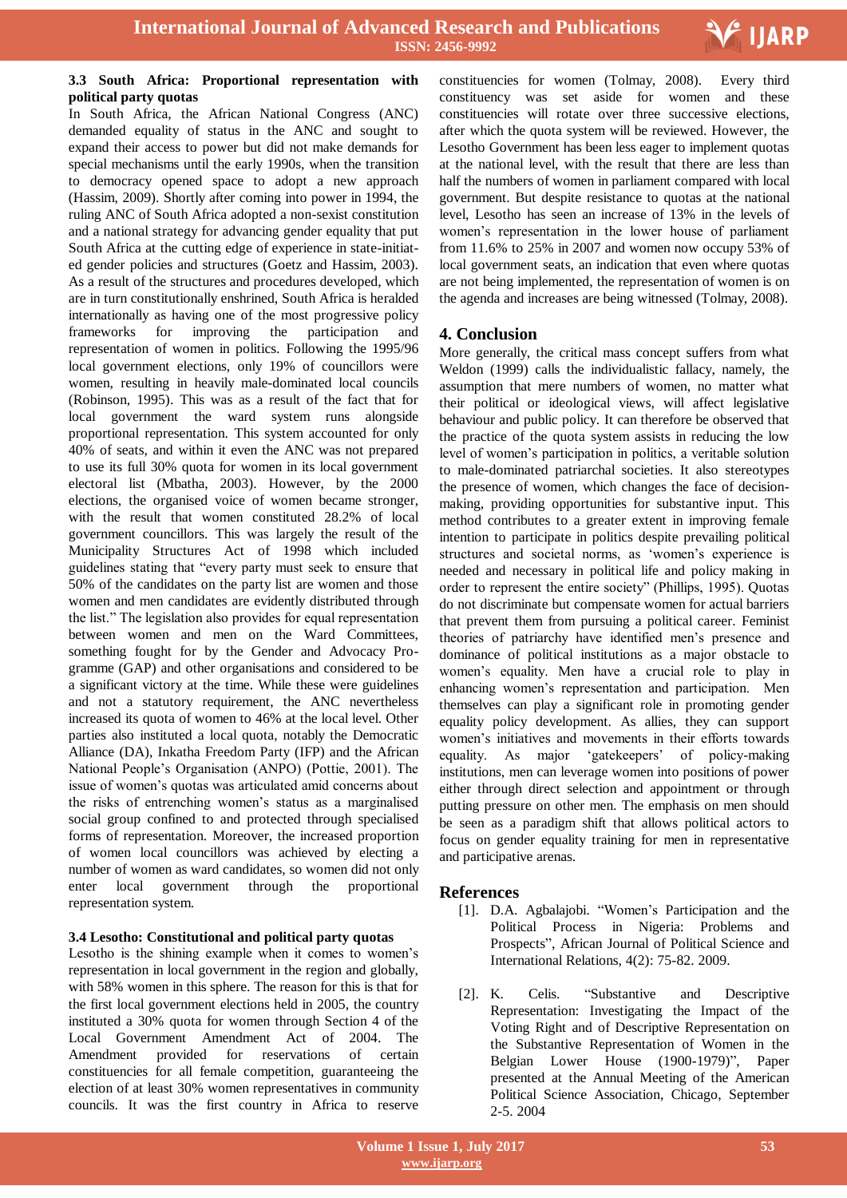### 3.3 South Africa: Proportional representation with political party quotas

In South Africa, the African National Congress (ANC) demanded equality of status in the ANC and sought to expand their access to power but did not make demands for special mechanisms until the early 1990s, when the transition to democracy opened space to adopt a new approach (Hassim, 2009). Shortly after coming into power in 1994, the ruling ANC of South Africa adopted a non-sexist constitution and a national strategy for advancing gender equality that put South Africa at the cutting edge of experience in state-initiated gender policies and structures (Goetz and Hassim, 2003). As a result of the structures and procedures developed, which are in turn constitutionally enshrined, South Africa is heralded internationally as having one of the most progressive policy frameworks for improving the participation and representation of women in politics. Following the 1995/96 local government elections, only 19% of councillors were women, resulting in heavily male-dominated local councils (Robinson, 1995). This was as a result of the fact that for local government the ward system runs alongside proportional representation. This system accounted for only 40% of seats, and within it even the ANC was not prepared to use its full 30% quota for women in its local government electoral list (Mbatha, 2003). However, by the 2000 elections, the organised voice of women became stronger, with the result that women constituted 28.2% of local government councillors. This was largely the result of the Municipality Structures Act of 1998 which included guidelines stating that "every party must seek to ensure that 50% of the candidates on the party list are women and those women and men candidates are evidently distributed through the list." The legislation also provides for equal representation between women and men on the Ward Committees, something fought for by the Gender and Advocacy Programme (GAP) and other organisations and considered to be a significant victory at the time. While these were guidelines and not a statutory requirement, the ANC nevertheless increased its quota of women to 46% at the local level. Other parties also instituted a local quota, notably the Democratic Alliance (DA), Inkatha Freedom Party (IFP) and the African National People's Organisation (ANPO) (Pottie, 2001). The issue of women's quotas was articulated amid concerns about the risks of entrenching women's status as a marginalised social group confined to and protected through specialised forms of representation. Moreover, the increased proportion of women local councillors was achieved by electing a number of women as ward candidates, so women did not only enter local government through the proportional representation system.

### 3.4 Lesotho: Constitutional and political party quotas

Lesotho is the shining example when it comes to women's representation in local government in the region and globally, with 58% women in this sphere. The reason for this is that for the first local government elections held in 2005, the country instituted a 30% quota for women through Section 4 of the Local Government Amendment Act of 2004. The Amendment provided for reservations of certain constituencies for all female competition, guaranteeing the election of at least 30% women representatives in community councils. It was the first country in Africa to reserve constituencies for women (Tolmay, 2008). Every third constituency was set aside for women and these constituencies will rotate over three successive elections, after which the quota system will be reviewed. However, the Lesotho Government has been less eager to implement quotas at the national level, with the result that there are less than half the numbers of women in parliament compared with local government. But despite resistance to quotas at the national level, Lesotho has seen an increase of 13% in the levels of women's representation in the lower house of parliament from 11.6% to 25% in 2007 and women now occupy 53% of local government seats, an indication that even where quotas are not being implemented, the representation of women is on the agenda and increases are being witnessed (Tolmay, 2008).

## 4. Conclusion

More generally, the critical mass concept suffers from what Weldon (1999) calls the individualistic fallacy, namely, the assumption that mere numbers of women, no matter what their political or ideological views, will affect legislative behaviour and public policy. It can therefore be observed that the practice of the quota system assists in reducing the low level of women's participation in politics, a veritable solution to male-dominated patriarchal societies. It also stereotypes the presence of women, which changes the face of decision-making, providing opportunities for substantive input. This method contributes to a greater extent in improving female intention to participate in politics despite prevailing political structures and societal norms, as 'women's experience is needed and necessary in political life and policy making in order to represent the entire society" (Phillips, 1995). Quotas do not discriminate but compensate women for actual barriers that prevent them from pursuing a political career. Feminist theories of patriarchy have identified men's presence and dominance of political institutions as a major obstacle to women's equality. Men have a crucial role to play in enhancing women's representation and participation. Men themselves can play a significant role in promoting gender equality policy development. As allies, they can support women's initiatives and movements in their efforts towards equality. As major 'gatekeepers' of policy-making institutions, men can leverage women into positions of power either through direct selection and appointment or through putting pressure on other men. The emphasis on men should be seen as a paradigm shift that allows political actors to focus on gender equality training for men in representative and participative arenas.

## References

[1]. D.A. Agbalajobi. "Women's Participation and the Political Process in Nigeria: Problems and Prospects", African Journal of Political Science and International Relations, 4(2): 75-82. 2009.

[2]. K. Celis. "Substantive and Descriptive Representation: Investigating the Impact of the Voting Right and of Descriptive Representation on the Substantive Representation of Women in the Belgian Lower House (1900-1979)", Paper presented at the Annual Meeting of the American Political Science Association, Chicago, September 2-5. 2004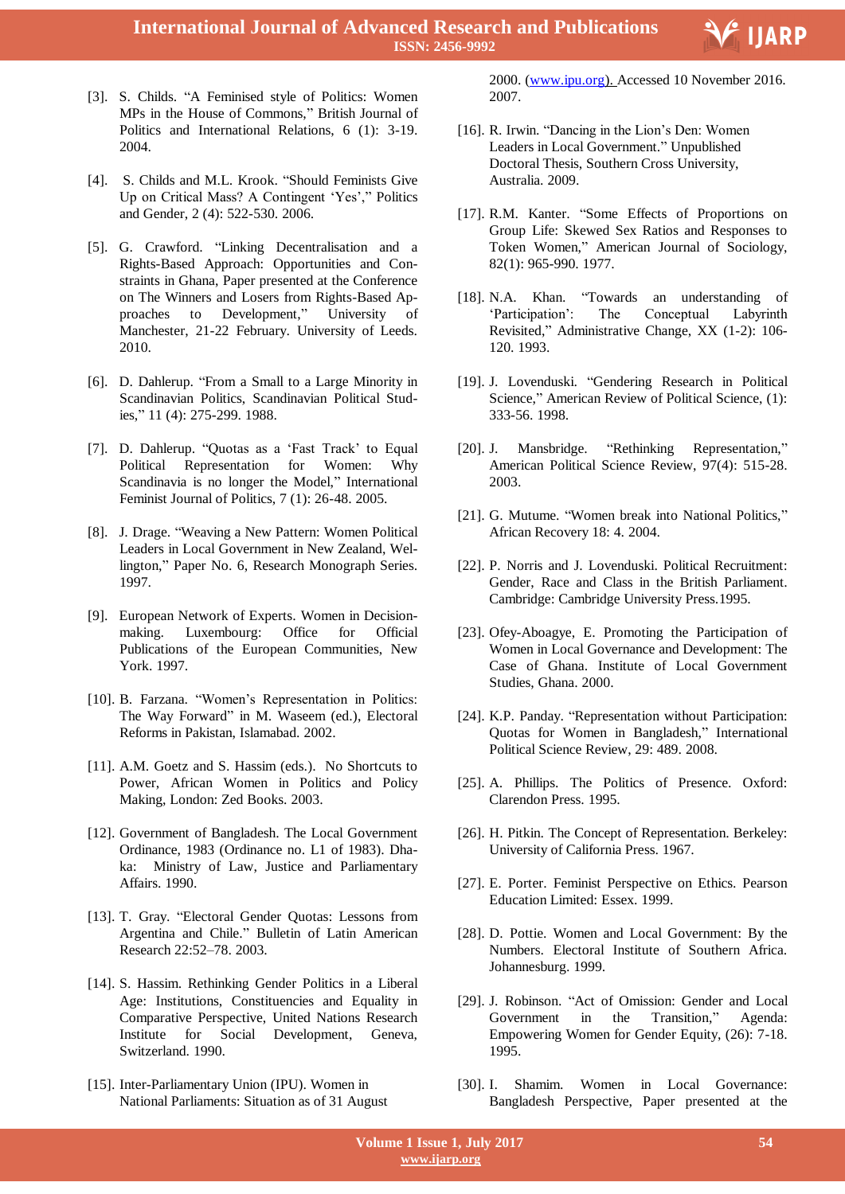[3]. S. Childs. “A Feminised style of Politics: Women MPs in the House of Commons,” British Journal of Politics and International Relations, 6 (1): 3-19. 2004.

[4]. S. Childs and M.L. Krook. “Should Feminists Give Up on Critical Mass? A Contingent ‘Yes’,” Politics and Gender, 2 (4): 522-530. 2006.

[5]. G. Crawford. “Linking Decentralisation and a Rights-Based Approach: Opportunities and Constraints in Ghana, Paper presented at the Conference on The Winners and Losers from Rights-Based Approaches to Development,” University of Manchester, 21-22 February. University of Leeds. 2010.

[6]. D. Dahlerup. “From a Small to a Large Minority in Scandinavian Politics, Scandinavian Political Studies,” 11 (4): 275-299. 1988.

[7]. D. Dahlerup. “Quotas as a ‘Fast Track’ to Equal Political Representation for Women: Why Scandinavia is no longer the Model,” International Feminist Journal of Politics, 7 (1): 26-48. 2005.

[8]. J. Drage. “Weaving a New Pattern: Women Political Leaders in Local Government in New Zealand, Wellington,” Paper No. 6, Research Monograph Series. 1997.

[9]. European Network of Experts. Women in Decision-making. Luxembourg: Office for Official Publications of the European Communities, New York. 1997.

[10]. B. Farzana. “Women’s Representation in Politics: The Way Forward” in M. Waseem (ed.), Electoral Reforms in Pakistan, Islamabad. 2002.

[11]. A.M. Goetz and S. Hassim (eds.). No Shortcuts to Power, African Women in Politics and Policy Making, London: Zed Books. 2003.

[12]. Government of Bangladesh. The Local Government Ordinance, 1983 (Ordinance no. L1 of 1983). Dhaka: Ministry of Law, Justice and Parliamentary Affairs. 1990.

[13]. T. Gray. “Electoral Gender Quotas: Lessons from Argentina and Chile.” Bulletin of Latin American Research 22:52–78. 2003.

[14]. S. Hassim. Rethinking Gender Politics in a Liberal Age: Institutions, Constituencies and Equality in Comparative Perspective, United Nations Research Institute for Social Development, Geneva, Switzerland. 1990.

[15]. Inter-Parliamentary Union (IPU). Women in National Parliaments: Situation as of 31 August 2000. (www.ipu.org). Accessed 10 November 2016. 2007.

[16]. R. Irwin. “Dancing in the Lion’s Den: Women Leaders in Local Government.” Unpublished Doctoral Thesis, Southern Cross University, Australia. 2009.

[17]. R.M. Kanter. “Some Effects of Proportions on Group Life: Skewed Sex Ratios and Responses to Token Women,” American Journal of Sociology, 82(1): 965-990. 1977.

[18]. N.A. Khan. “Towards an understanding of ‘Participation’: The Conceptual Labyrinth Revisited,” Administrative Change, XX (1-2): 106-120. 1993.

[19]. J. Lovenduski. “Gendering Research in Political Science,” American Review of Political Science, (1): 333-56. 1998.

[20]. J. Mansbridge. “Rethinking Representation,” American Political Science Review, 97(4): 515-28. 2003.

[21]. G. Mutume. “Women break into National Politics,” African Recovery 18: 4. 2004.

[22]. P. Norris and J. Lovenduski. Political Recruitment: Gender, Race and Class in the British Parliament. Cambridge: Cambridge University Press.1995.

[23]. Ofey-Aboagye, E. Promoting the Participation of Women in Local Governance and Development: The Case of Ghana. Institute of Local Government Studies, Ghana. 2000.

[24]. K.P. Panday. “Representation without Participation: Quotas for Women in Bangladesh,” International Political Science Review, 29: 489. 2008.

[25]. A. Phillips. The Politics of Presence. Oxford: Clarendon Press. 1995.

[26]. H. Pitkin. The Concept of Representation. Berkeley: University of California Press. 1967.

[27]. E. Porter. Feminist Perspective on Ethics. Pearson Education Limited: Essex. 1999.

[28]. D. Pottie. Women and Local Government: By the Numbers. Electoral Institute of Southern Africa. Johannesburg. 1999.

[29]. J. Robinson. “Act of Omission: Gender and Local Government in the Transition,” Agenda: Empowering Women for Gender Equity, (26): 7-18. 1995.

[30]. I. Shamim. Women in Local Governance: Bangladesh Perspective, Paper presented at the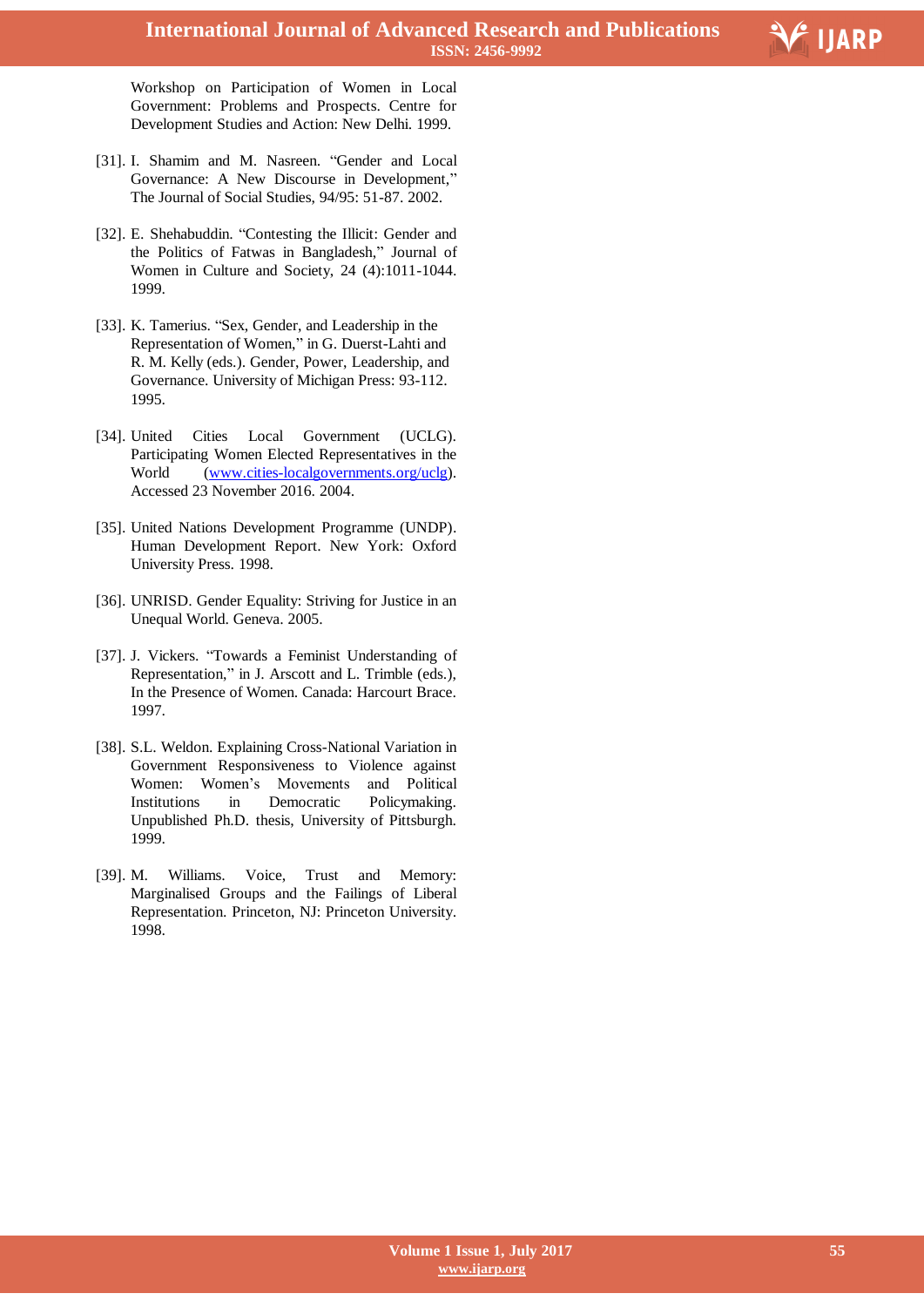Workshop on Participation of Women in Local Government: Problems and Prospects. Centre for Development Studies and Action: New Delhi. 1999.

[31]. I. Shamim and M. Nasreen. "Gender and Local Governance: A New Discourse in Development," The Journal of Social Studies, 94/95: 51-87. 2002.

[32]. E. Shehabuddin. "Contesting the Illicit: Gender and the Politics of Fatwas in Bangladesh," Journal of Women in Culture and Society, 24 (4):1011-1044. 1999.

[33]. K. Tamerius. "Sex, Gender, and Leadership in the Representation of Women," in G. Duerst-Lahti and R. M. Kelly (eds.). Gender, Power, Leadership, and Governance. University of Michigan Press: 93-112. 1995.

[34]. United Cities Local Government (UCLG). Participating Women Elected Representatives in the World (www.cities-localgovernments.org/uclg). Accessed 23 November 2016. 2004.

[35]. United Nations Development Programme (UNDP). Human Development Report. New York: Oxford University Press. 1998.

[36]. UNRISD. Gender Equality: Striving for Justice in an Unequal World. Geneva. 2005.

[37]. J. Vickers. "Towards a Feminist Understanding of Representation," in J. Arscott and L. Trimble (eds.), In the Presence of Women. Canada: Harcourt Brace. 1997.

[38]. S.L. Weldon. Explaining Cross-National Variation in Government Responsiveness to Violence against Women: Women's Movements and Political Institutions in Democratic Policymaking. Unpublished Ph.D. thesis, University of Pittsburgh. 1999.

[39]. M. Williams. Voice, Trust and Memory: Marginalised Groups and the Failings of Liberal Representation. Princeton, NJ: Princeton University. 1998.